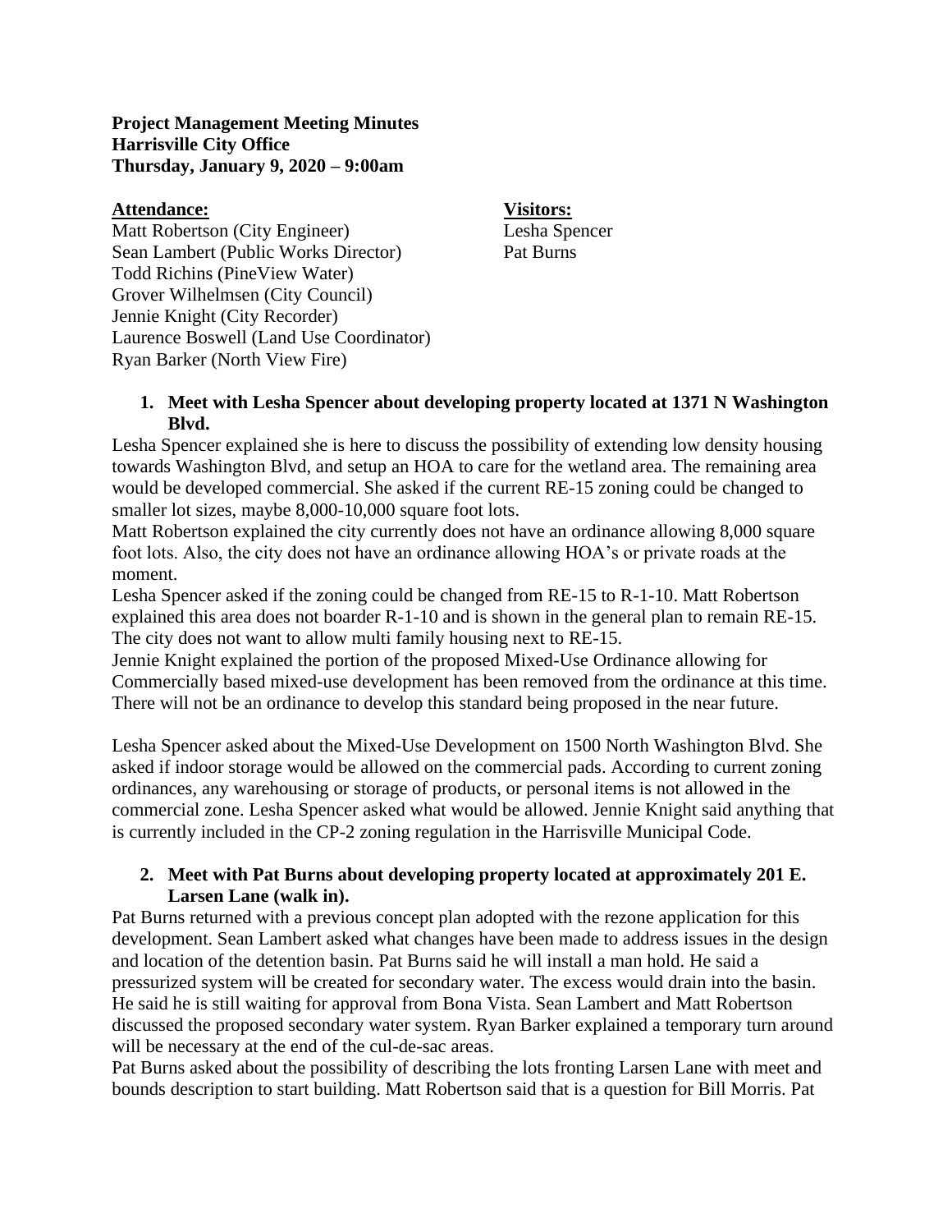**Project Management Meeting Minutes**
**Harrisville City Office**
**Thursday, January 9, 2020 – 9:00am**

**Attendance:**
Matt Robertson (City Engineer)
Sean Lambert (Public Works Director)
Todd Richins (PineView Water)
Grover Wilhelmsen (City Council)
Jennie Knight (City Recorder)
Laurence Boswell (Land Use Coordinator)
Ryan Barker (North View Fire)

**Visitors:**
Lesha Spencer
Pat Burns

1. **Meet with Lesha Spencer about developing property located at 1371 N Washington Blvd.**

Lesha Spencer explained she is here to discuss the possibility of extending low density housing towards Washington Blvd, and setup an HOA to care for the wetland area. The remaining area would be developed commercial. She asked if the current RE-15 zoning could be changed to smaller lot sizes, maybe 8,000-10,000 square foot lots.
Matt Robertson explained the city currently does not have an ordinance allowing 8,000 square foot lots. Also, the city does not have an ordinance allowing HOA's or private roads at the moment.
Lesha Spencer asked if the zoning could be changed from RE-15 to R-1-10. Matt Robertson explained this area does not boarder R-1-10 and is shown in the general plan to remain RE-15. The city does not want to allow multi family housing next to RE-15.
Jennie Knight explained the portion of the proposed Mixed-Use Ordinance allowing for Commercially based mixed-use development has been removed from the ordinance at this time. There will not be an ordinance to develop this standard being proposed in the near future.

Lesha Spencer asked about the Mixed-Use Development on 1500 North Washington Blvd. She asked if indoor storage would be allowed on the commercial pads. According to current zoning ordinances, any warehousing or storage of products, or personal items is not allowed in the commercial zone. Lesha Spencer asked what would be allowed. Jennie Knight said anything that is currently included in the CP-2 zoning regulation in the Harrisville Municipal Code.

2. **Meet with Pat Burns about developing property located at approximately 201 E. Larsen Lane (walk in).**

Pat Burns returned with a previous concept plan adopted with the rezone application for this development. Sean Lambert asked what changes have been made to address issues in the design and location of the detention basin. Pat Burns said he will install a man hold. He said a pressurized system will be created for secondary water. The excess would drain into the basin. He said he is still waiting for approval from Bona Vista. Sean Lambert and Matt Robertson discussed the proposed secondary water system. Ryan Barker explained a temporary turn around will be necessary at the end of the cul-de-sac areas.
Pat Burns asked about the possibility of describing the lots fronting Larsen Lane with meet and bounds description to start building. Matt Robertson said that is a question for Bill Morris. Pat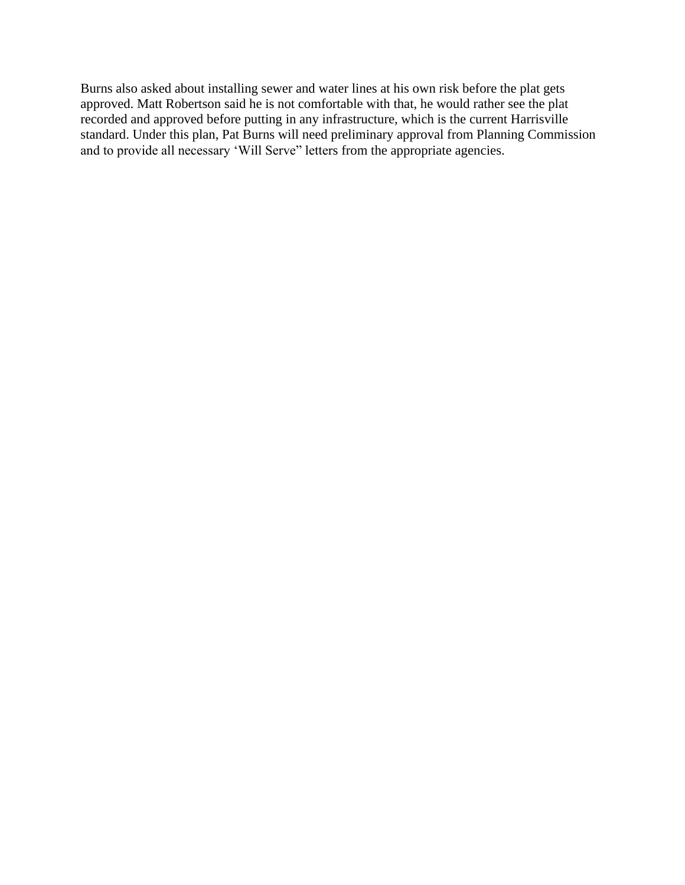Burns also asked about installing sewer and water lines at his own risk before the plat gets approved. Matt Robertson said he is not comfortable with that, he would rather see the plat recorded and approved before putting in any infrastructure, which is the current Harrisville standard. Under this plan, Pat Burns will need preliminary approval from Planning Commission and to provide all necessary 'Will Serve" letters from the appropriate agencies.